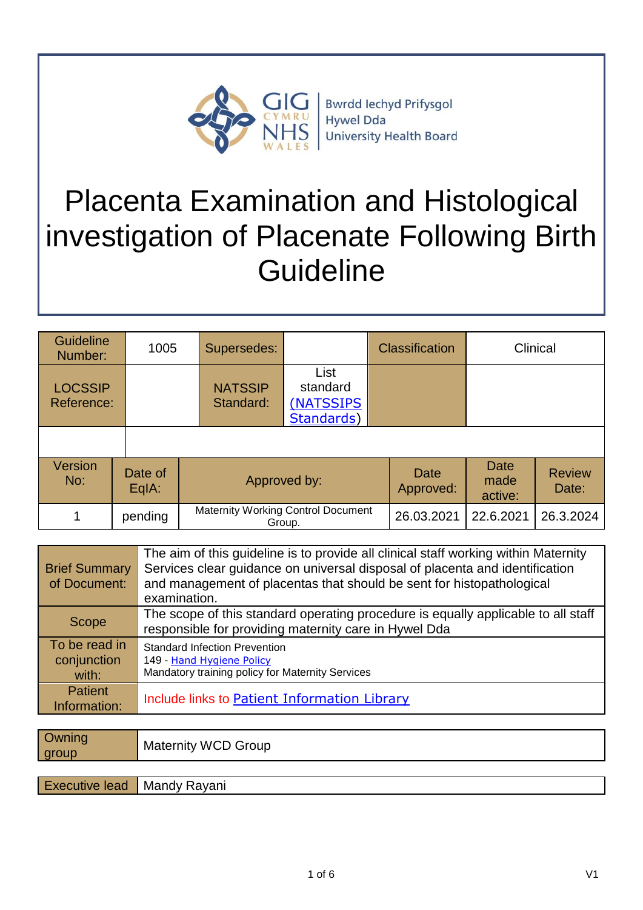Bwrdd Iechyd Prifysgol Hywel Dda University Health Board

# Placenta Examination and Histological investigation of Placenate Following Birth Guideline

| Guideline Number: | 1005 | Supersedes: | | Classification | Clinical |
|---|---|---|---|---|---|
| LOCSSIP Reference: | | NATSSIP Standard: | List standard (NATSSIPS Standards) | | |

| Version No: | Date of EqIA: | Approved by: | Date Approved: | Date made active: | Review Date: |
|---|---|---|---|---|---|
| 1 | pending | Maternity Working Control Document Group. | 26.03.2021 | 22.6.2021 | 26.3.2024 |

| Brief Summary of Document: | The aim of this guideline is to provide all clinical staff working within Maternity Services clear guidance on universal disposal of placenta and identification and management of placentas that should be sent for histopathological examination. |
|---|---|
| Scope | The scope of this standard operating procedure is equally applicable to all staff responsible for providing maternity care in Hywel Dda |
| To be read in conjunction with: | Standard Infection Prevention<br>149 - Hand Hygiene Policy<br>Mandatory training policy for Maternity Services |
| Patient Information: | Include links to Patient Information Library |

| Owning group | Maternity WCD Group |
|---|---|

| Executive lead | Mandy Rayani |
|---|---|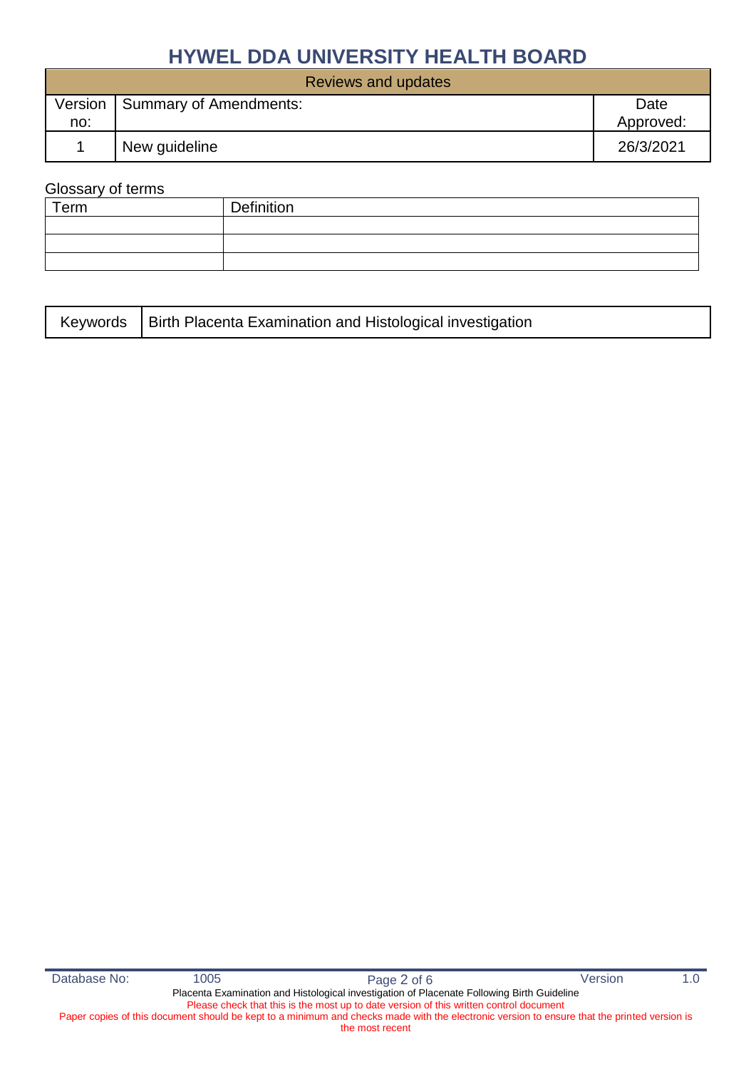| Reviews and updates | | |
|---|---|---|
| Version no: | Summary of Amendments: | Date Approved: |
| 1 | New guideline | 26/3/2021 |

Glossary of terms

| Term | Definition |
|---|---|
| | |
| | |
| | |

| Keywords | Birth Placenta Examination and Histological investigation |
|---|---|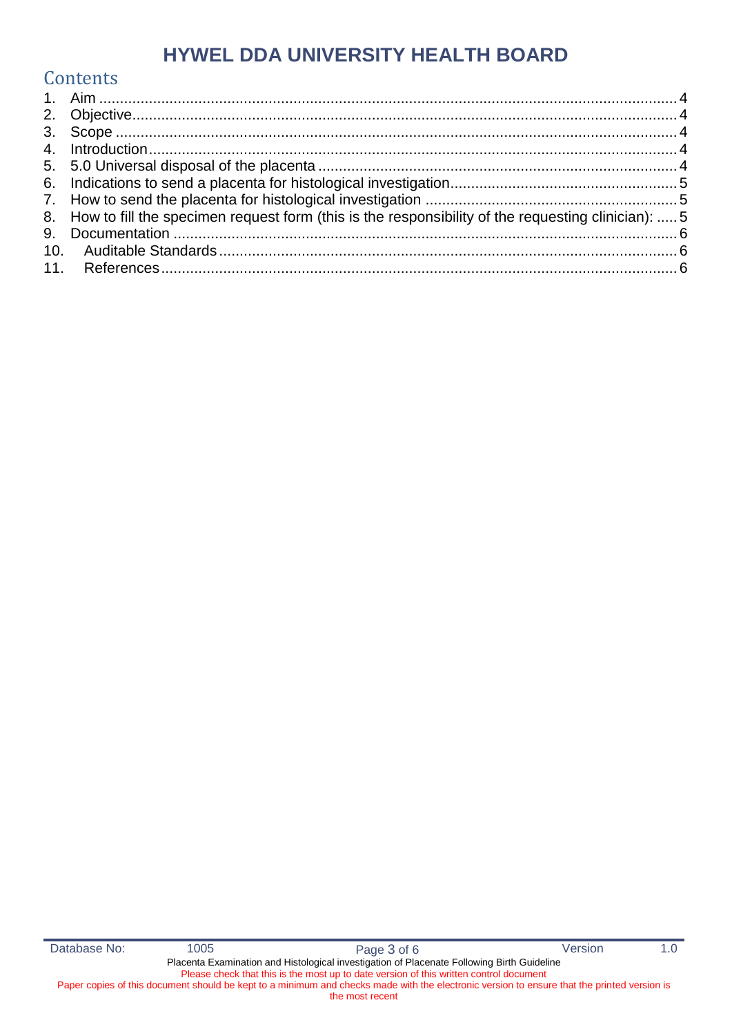## Contents

1. Aim .......... 4
2. Objective .......... 4
3. Scope .......... 4
4. Introduction .......... 4
5. 5.0 Universal disposal of the placenta .......... 4
6. Indications to send a placenta for histological investigation .......... 5
7. How to send the placenta for histological investigation .......... 5
8. How to fill the specimen request form (this is the responsibility of the requesting clinician): .......... 5
9. Documentation .......... 6
10. Auditable Standards .......... 6
11. References .......... 6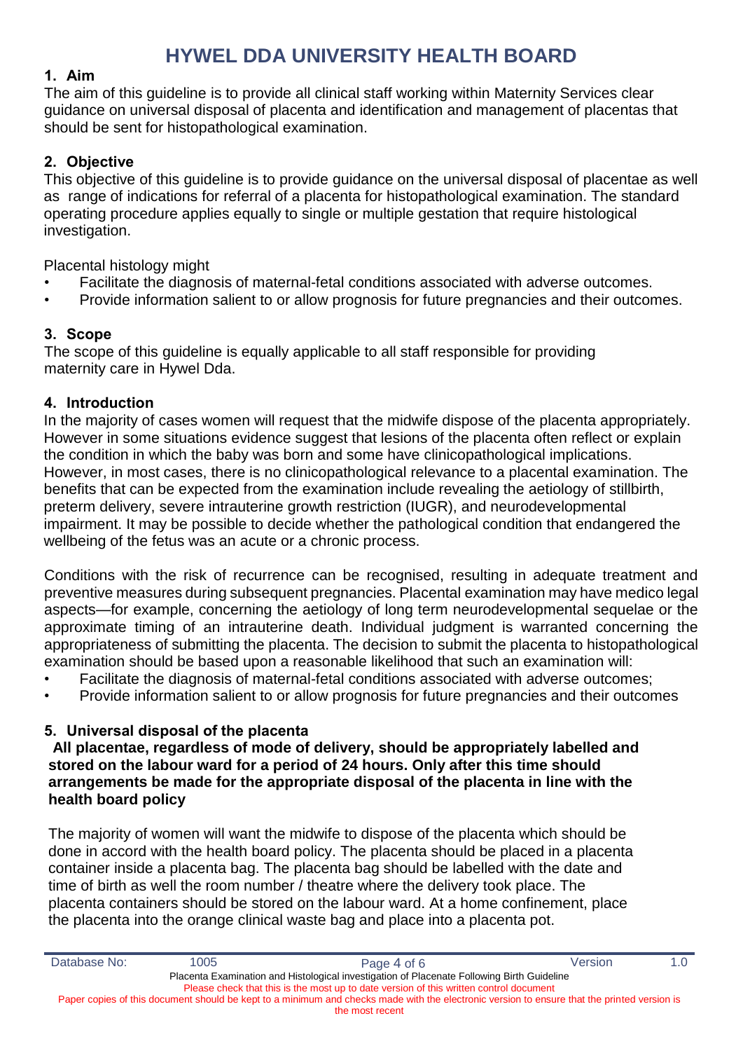# HYWEL DDA UNIVERSITY HEALTH BOARD

## 1. Aim

The aim of this guideline is to provide all clinical staff working within Maternity Services clear guidance on universal disposal of placenta and identification and management of placentas that should be sent for histopathological examination.

## 2. Objective

This objective of this guideline is to provide guidance on the universal disposal of placentae as well as range of indications for referral of a placenta for histopathological examination. The standard operating procedure applies equally to single or multiple gestation that require histological investigation.

Placental histology might

- Facilitate the diagnosis of maternal-fetal conditions associated with adverse outcomes.
- Provide information salient to or allow prognosis for future pregnancies and their outcomes.

## 3. Scope

The scope of this guideline is equally applicable to all staff responsible for providing maternity care in Hywel Dda.

## 4. Introduction

In the majority of cases women will request that the midwife dispose of the placenta appropriately. However in some situations evidence suggest that lesions of the placenta often reflect or explain the condition in which the baby was born and some have clinicopathological implications. However, in most cases, there is no clinicopathological relevance to a placental examination. The benefits that can be expected from the examination include revealing the aetiology of stillbirth, preterm delivery, severe intrauterine growth restriction (IUGR), and neurodevelopmental impairment. It may be possible to decide whether the pathological condition that endangered the wellbeing of the fetus was an acute or a chronic process.

Conditions with the risk of recurrence can be recognised, resulting in adequate treatment and preventive measures during subsequent pregnancies. Placental examination may have medico legal aspects—for example, concerning the aetiology of long term neurodevelopmental sequelae or the approximate timing of an intrauterine death. Individual judgment is warranted concerning the appropriateness of submitting the placenta. The decision to submit the placenta to histopathological examination should be based upon a reasonable likelihood that such an examination will:

- Facilitate the diagnosis of maternal-fetal conditions associated with adverse outcomes;
- Provide information salient to or allow prognosis for future pregnancies and their outcomes

## 5. Universal disposal of the placenta

**All placentae, regardless of mode of delivery, should be appropriately labelled and stored on the labour ward for a period of 24 hours. Only after this time should arrangements be made for the appropriate disposal of the placenta in line with the health board policy**

The majority of women will want the midwife to dispose of the placenta which should be done in accord with the health board policy. The placenta should be placed in a placenta container inside a placenta bag. The placenta bag should be labelled with the date and time of birth as well the room number / theatre where the delivery took place. The placenta containers should be stored on the labour ward. At a home confinement, place the placenta into the orange clinical waste bag and place into a placenta pot.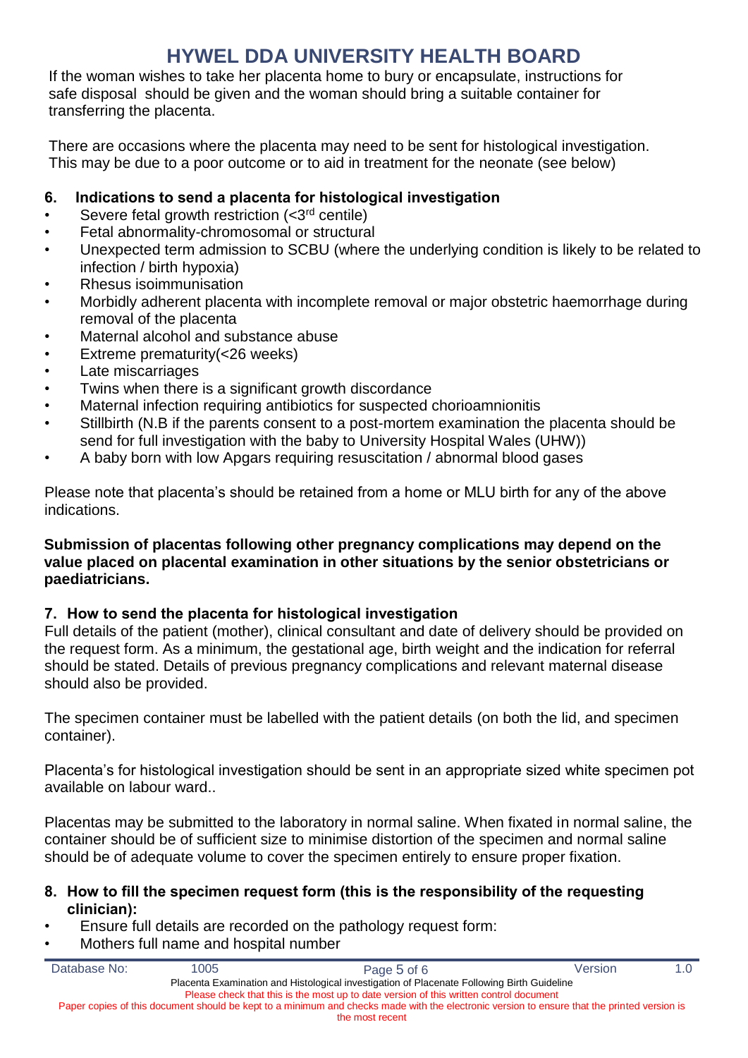If the woman wishes to take her placenta home to bury or encapsulate, instructions for safe disposal should be given and the woman should bring a suitable container for transferring the placenta.

There are occasions where the placenta may need to be sent for histological investigation. This may be due to a poor outcome or to aid in treatment for the neonate (see below)

## 6. Indications to send a placenta for histological investigation

- Severe fetal growth restriction (<3rd centile)
- Fetal abnormality-chromosomal or structural
- Unexpected term admission to SCBU (where the underlying condition is likely to be related to infection / birth hypoxia)
- Rhesus isoimmunisation
- Morbidly adherent placenta with incomplete removal or major obstetric haemorrhage during removal of the placenta
- Maternal alcohol and substance abuse
- Extreme prematurity(<26 weeks)
- Late miscarriages
- Twins when there is a significant growth discordance
- Maternal infection requiring antibiotics for suspected chorioamnionitis
- Stillbirth (N.B if the parents consent to a post-mortem examination the placenta should be send for full investigation with the baby to University Hospital Wales (UHW))
- A baby born with low Apgars requiring resuscitation / abnormal blood gases

Please note that placenta's should be retained from a home or MLU birth for any of the above indications.

**Submission of placentas following other pregnancy complications may depend on the value placed on placental examination in other situations by the senior obstetricians or paediatricians.**

## 7. How to send the placenta for histological investigation

Full details of the patient (mother), clinical consultant and date of delivery should be provided on the request form. As a minimum, the gestational age, birth weight and the indication for referral should be stated. Details of previous pregnancy complications and relevant maternal disease should also be provided.

The specimen container must be labelled with the patient details (on both the lid, and specimen container).

Placenta's for histological investigation should be sent in an appropriate sized white specimen pot available on labour ward..

Placentas may be submitted to the laboratory in normal saline. When fixated in normal saline, the container should be of sufficient size to minimise distortion of the specimen and normal saline should be of adequate volume to cover the specimen entirely to ensure proper fixation.

## 8. How to fill the specimen request form (this is the responsibility of the requesting clinician):

- Ensure full details are recorded on the pathology request form:
- Mothers full name and hospital number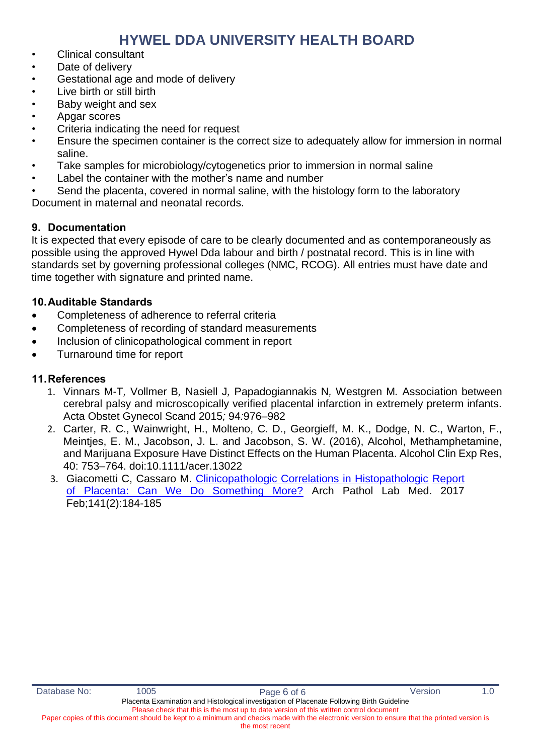- Clinical consultant
- Date of delivery
- Gestational age and mode of delivery
- Live birth or still birth
- Baby weight and sex
- Apgar scores
- Criteria indicating the need for request
- Ensure the specimen container is the correct size to adequately allow for immersion in normal saline.
- Take samples for microbiology/cytogenetics prior to immersion in normal saline
- Label the container with the mother's name and number
- Send the placenta, covered in normal saline, with the histology form to the laboratory

Document in maternal and neonatal records.

## 9. Documentation

It is expected that every episode of care to be clearly documented and as contemporaneously as possible using the approved Hywel Dda labour and birth / postnatal record. This is in line with standards set by governing professional colleges (NMC, RCOG). All entries must have date and time together with signature and printed name.

## 10. Auditable Standards

- Completeness of adherence to referral criteria
- Completeness of recording of standard measurements
- Inclusion of clinicopathological comment in report
- Turnaround time for report

## 11. References

1. Vinnars M-T, Vollmer B, Nasiell J, Papadogiannakis N, Westgren M. Association between cerebral palsy and microscopically verified placental infarction in extremely preterm infants. Acta Obstet Gynecol Scand 2015; 94:976–982
2. Carter, R. C., Wainwright, H., Molteno, C. D., Georgieff, M. K., Dodge, N. C., Warton, F., Meintjes, E. M., Jacobson, J. L. and Jacobson, S. W. (2016), Alcohol, Methamphetamine, and Marijuana Exposure Have Distinct Effects on the Human Placenta. Alcohol Clin Exp Res, 40: 753–764. doi:10.1111/acer.13022
3. Giacometti C, Cassaro M. Clinicopathologic Correlations in Histopathologic Report of Placenta: Can We Do Something More? Arch Pathol Lab Med. 2017 Feb;141(2):184-185